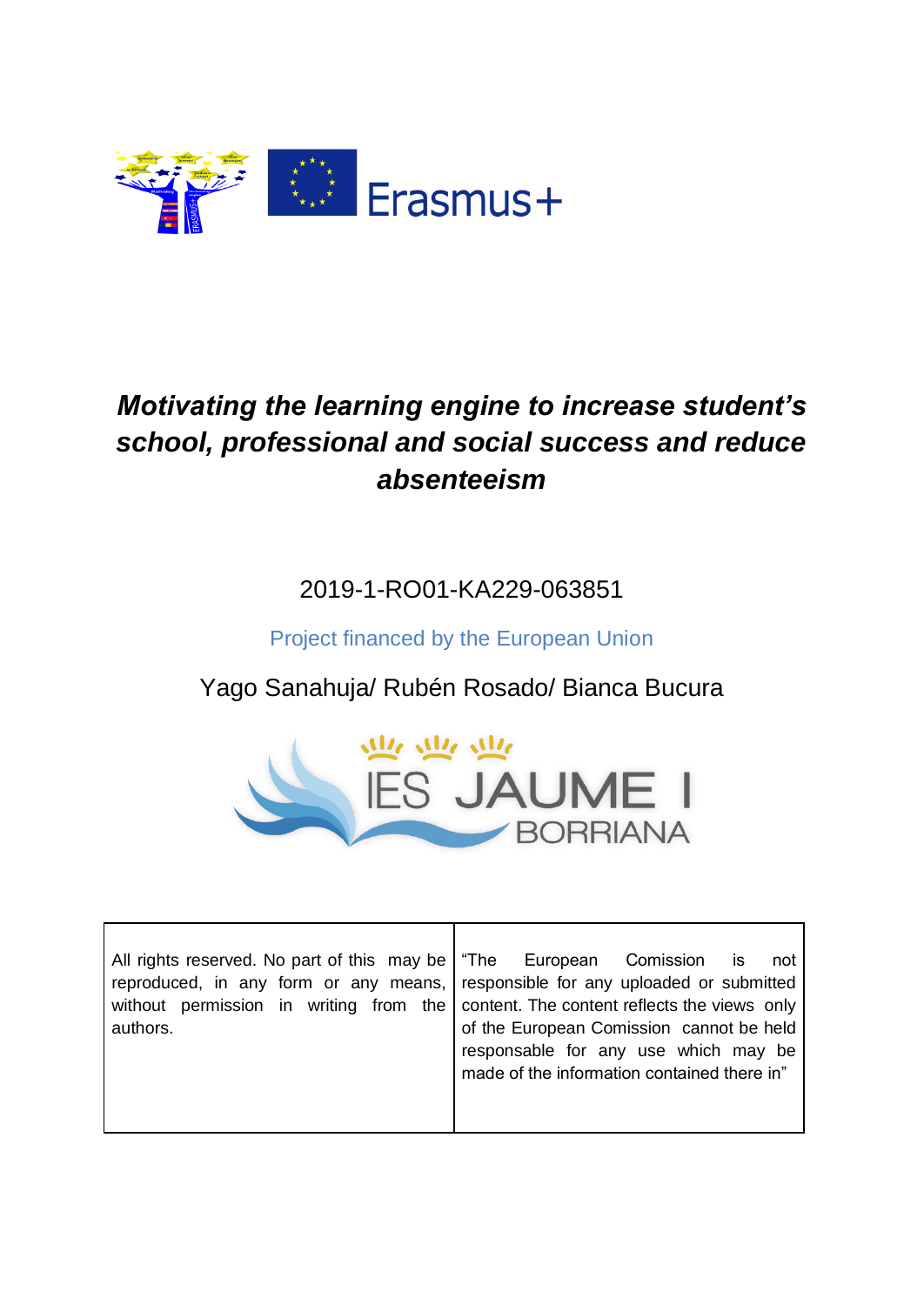# *Motivating the learning engine to increase student's school, professional and social success and reduce absenteeism*

2019-1-RO01-KA229-063851

Project financed by the European Union

Yago Sanahuja/ Rubén Rosado/ Bianca Bucura

| All rights reserved. No part of this may be reproduced, in any form or any means, without permission in writing from the authors. | "The European Comission is not responsible for any uploaded or submitted content. The content reflects the views only of the European Comission cannot be held responsable for any use which may be made of the information contained there in" |
| --- | --- |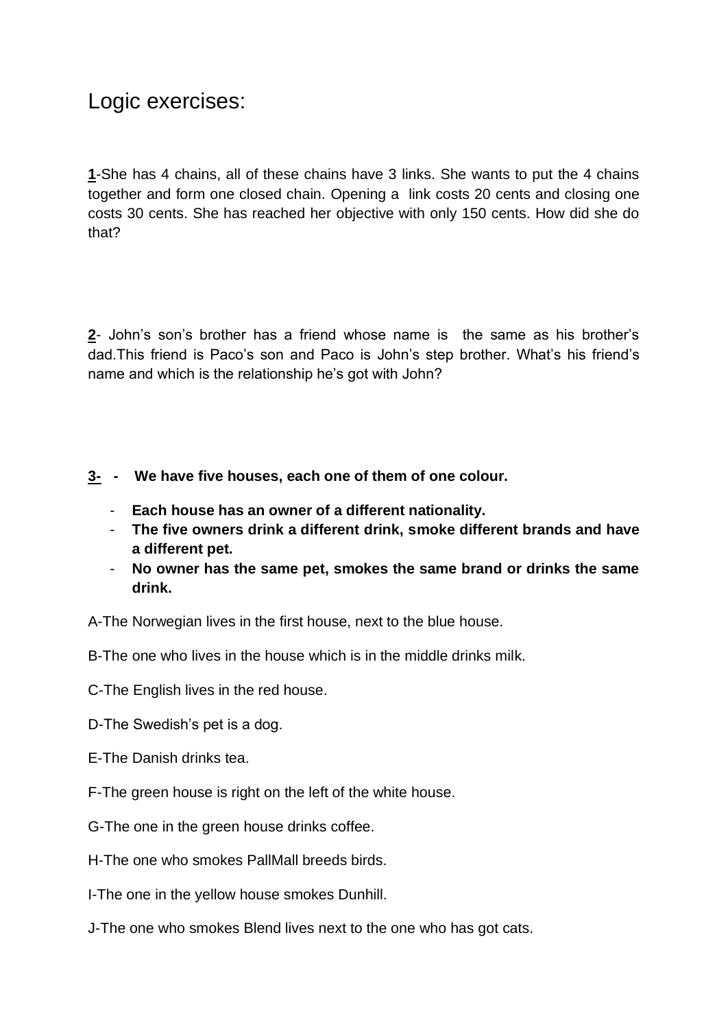# Logic exercises:

**1**-She has 4 chains, all of these chains have 3 links. She wants to put the 4 chains together and form one closed chain. Opening a link costs 20 cents and closing one costs 30 cents. She has reached her objective with only 150 cents. How did she do that?

**2**- John's son's brother has a friend whose name is the same as his brother's dad.This friend is Paco's son and Paco is John's step brother. What's his friend's name and which is the relationship he's got with John?

**3- - We have five houses, each one of them of one colour.**

- **Each house has an owner of a different nationality.**
- **The five owners drink a different drink, smoke different brands and have a different pet.**
- **No owner has the same pet, smokes the same brand or drinks the same drink.**

A-The Norwegian lives in the first house, next to the blue house.

B-The one who lives in the house which is in the middle drinks milk.

C-The English lives in the red house.

D-The Swedish's pet is a dog.

E-The Danish drinks tea.

F-The green house is right on the left of the white house.

G-The one in the green house drinks coffee.

H-The one who smokes PallMall breeds birds.

I-The one in the yellow house smokes Dunhill.

J-The one who smokes Blend lives next to the one who has got cats.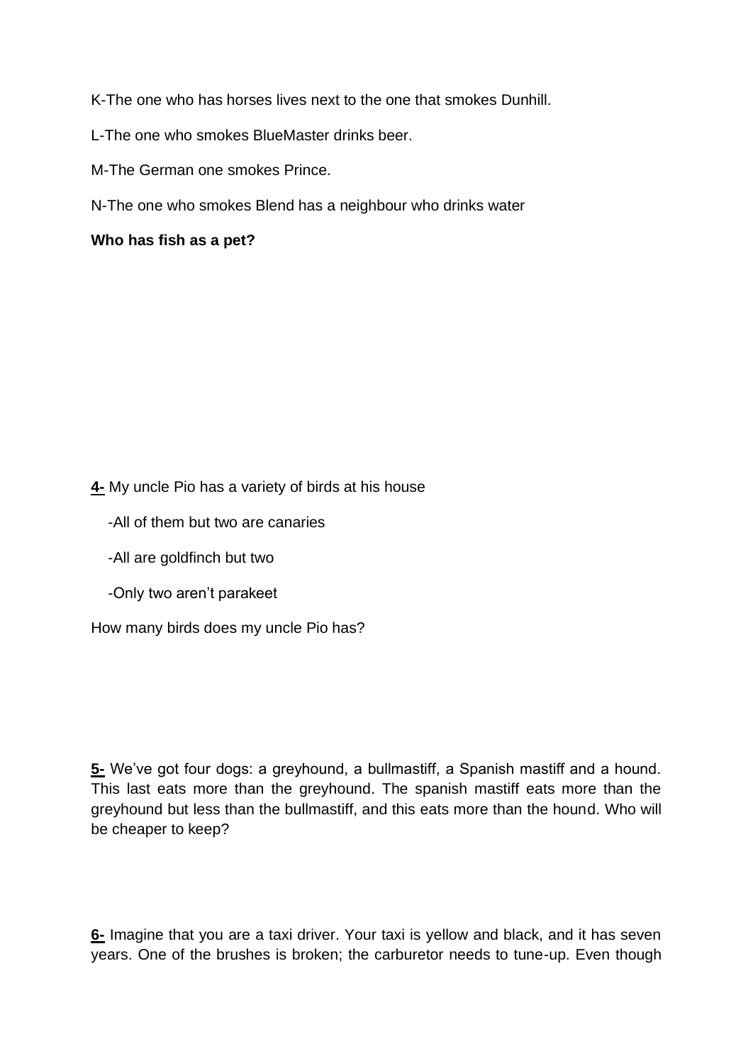K-The one who has horses lives next to the one that smokes Dunhill.

L-The one who smokes BlueMaster drinks beer.

M-The German one smokes Prince.

N-The one who smokes Blend has a neighbour who drinks water

**Who has fish as a pet?**

**4-** My uncle Pio has a variety of birds at his house

-All of them but two are canaries

-All are goldfinch but two

-Only two aren't parakeet

How many birds does my uncle Pio has?

**5-** We've got four dogs: a greyhound, a bullmastiff, a Spanish mastiff and a hound. This last eats more than the greyhound. The spanish mastiff eats more than the greyhound but less than the bullmastiff, and this eats more than the hound. Who will be cheaper to keep?

**6-** Imagine that you are a taxi driver. Your taxi is yellow and black, and it has seven years. One of the brushes is broken; the carburetor needs to tune-up. Even though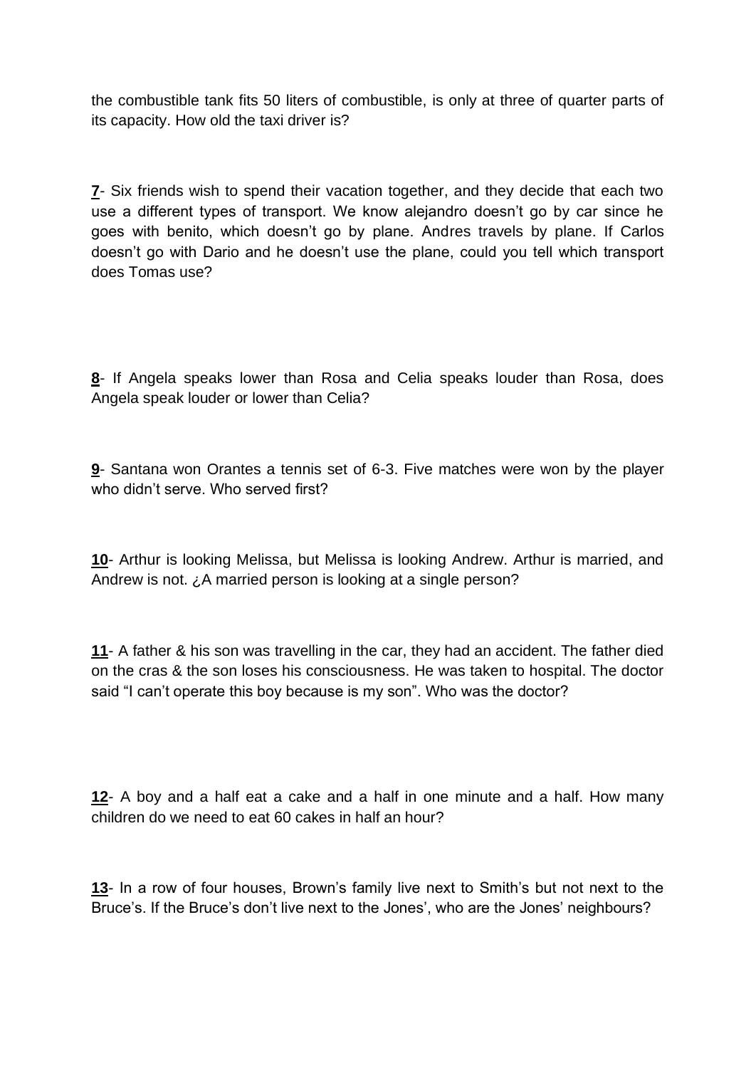the combustible tank fits 50 liters of combustible, is only at three of quarter parts of its capacity. How old the taxi driver is?

**<u>7</u>**- Six friends wish to spend their vacation together, and they decide that each two use a different types of transport. We know alejandro doesn't go by car since he goes with benito, which doesn't go by plane. Andres travels by plane. If Carlos doesn't go with Dario and he doesn't use the plane, could you tell which transport does Tomas use?

**<u>8</u>**- If Angela speaks lower than Rosa and Celia speaks louder than Rosa, does Angela speak louder or lower than Celia?

**<u>9</u>**- Santana won Orantes a tennis set of 6-3. Five matches were won by the player who didn't serve. Who served first?

**<u>10</u>**- Arthur is looking Melissa, but Melissa is looking Andrew. Arthur is married, and Andrew is not. ¿A married person is looking at a single person?

**<u>11</u>**- A father & his son was travelling in the car, they had an accident. The father died on the cras & the son loses his consciousness. He was taken to hospital. The doctor said "I can't operate this boy because is my son". Who was the doctor?

**<u>12</u>**- A boy and a half eat a cake and a half in one minute and a half. How many children do we need to eat 60 cakes in half an hour?

**<u>13</u>**- In a row of four houses, Brown's family live next to Smith's but not next to the Bruce's. If the Bruce's don't live next to the Jones', who are the Jones' neighbours?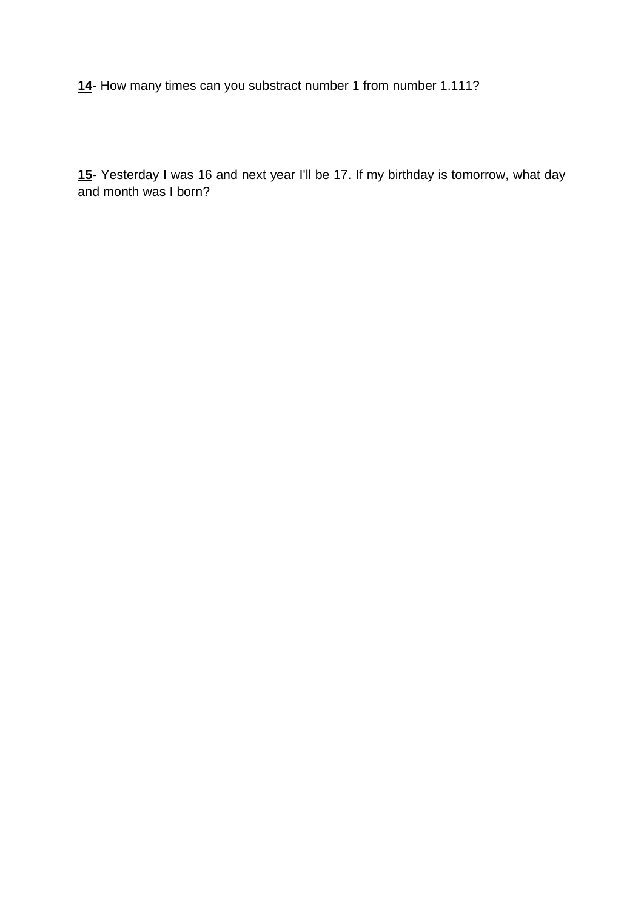**<u>14</u>**- How many times can you substract number 1 from number 1.111?

**<u>15</u>**- Yesterday I was 16 and next year I'll be 17. If my birthday is tomorrow, what day and month was I born?